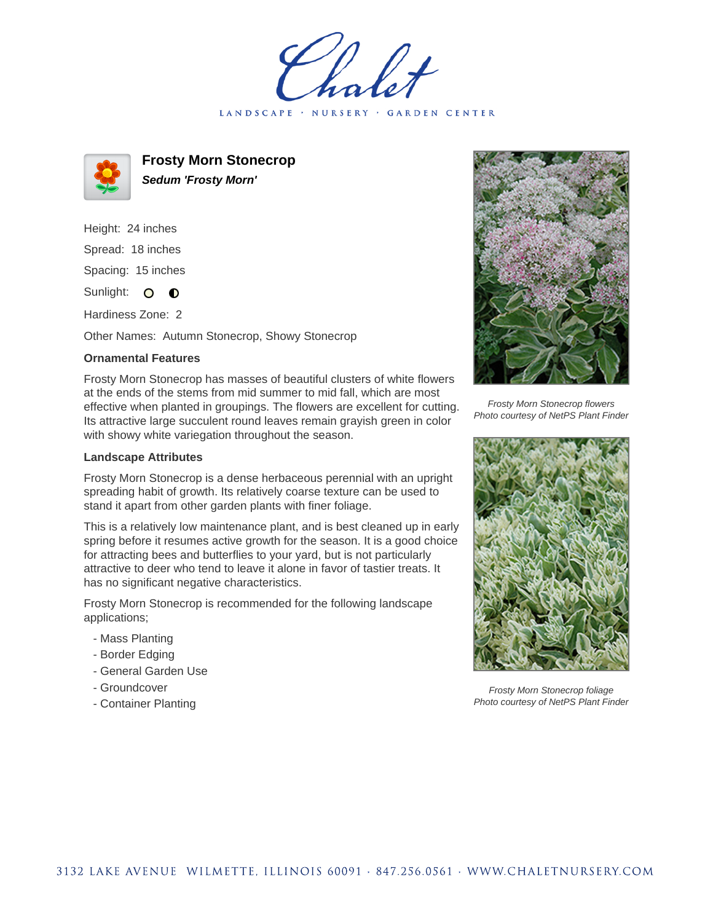Chalet

LANDSCAPE · NURSERY · GARDEN CENTER

# Frosty Morn Stonecrop

***Sedum 'Frosty Morn'***

Height: 24 inches

Spread: 18 inches

Spacing: 15 inches

Sunlight: ○ ◐

Hardiness Zone: 2

Other Names: Autumn Stonecrop, Showy Stonecrop

### Ornamental Features

Frosty Morn Stonecrop has masses of beautiful clusters of white flowers at the ends of the stems from mid summer to mid fall, which are most effective when planted in groupings. The flowers are excellent for cutting. Its attractive large succulent round leaves remain grayish green in color with showy white variegation throughout the season.

### Landscape Attributes

Frosty Morn Stonecrop is a dense herbaceous perennial with an upright spreading habit of growth. Its relatively coarse texture can be used to stand it apart from other garden plants with finer foliage.

This is a relatively low maintenance plant, and is best cleaned up in early spring before it resumes active growth for the season. It is a good choice for attracting bees and butterflies to your yard, but is not particularly attractive to deer who tend to leave it alone in favor of tastier treats. It has no significant negative characteristics.

Frosty Morn Stonecrop is recommended for the following landscape applications;

- Mass Planting
- Border Edging
- General Garden Use
- Groundcover
- Container Planting

*Frosty Morn Stonecrop flowers*
*Photo courtesy of NetPS Plant Finder*

*Frosty Morn Stonecrop foliage*
*Photo courtesy of NetPS Plant Finder*

3132 LAKE AVENUE WILMETTE, ILLINOIS 60091 · 847.256.0561 · WWW.CHALETNURSERY.COM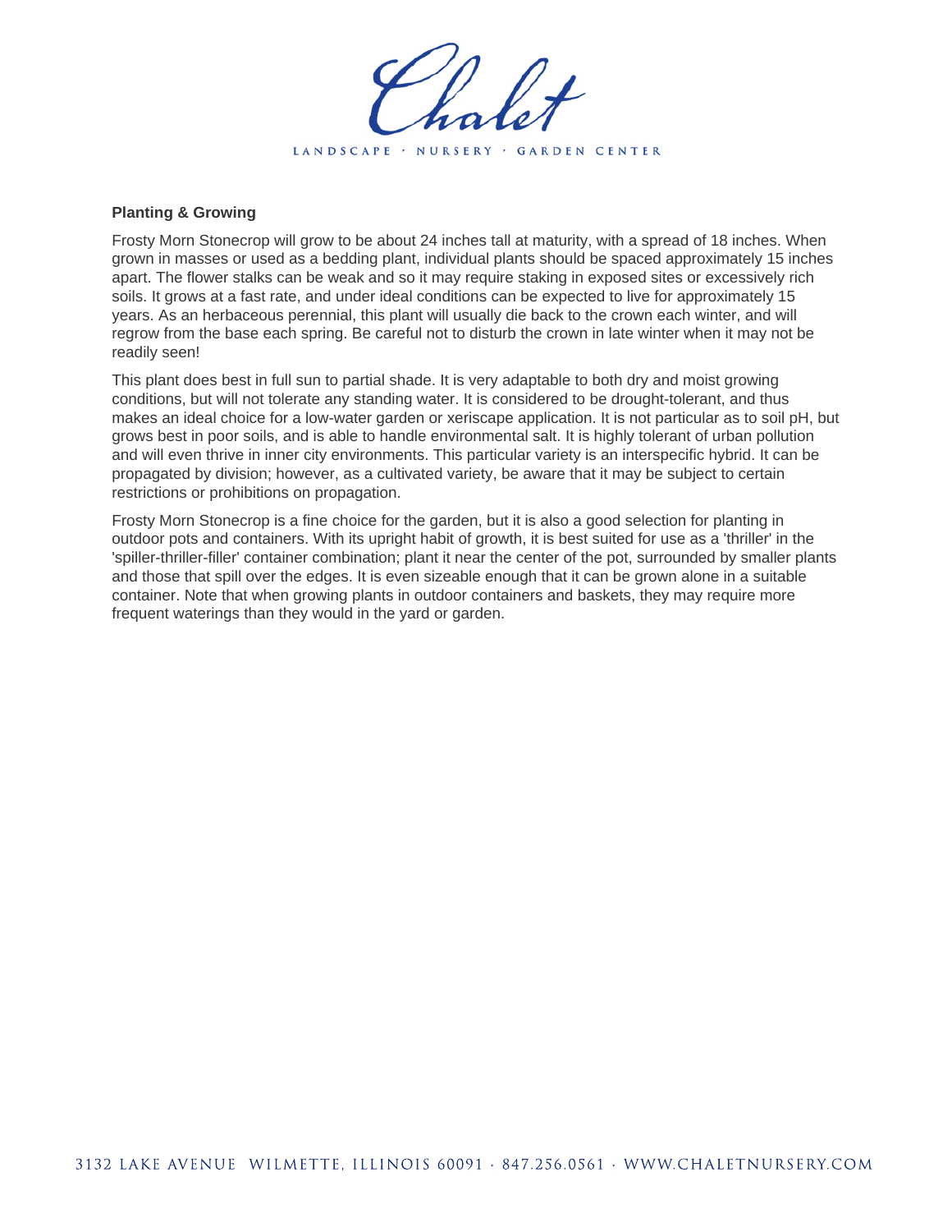**Planting & Growing**

Frosty Morn Stonecrop will grow to be about 24 inches tall at maturity, with a spread of 18 inches. When grown in masses or used as a bedding plant, individual plants should be spaced approximately 15 inches apart. The flower stalks can be weak and so it may require staking in exposed sites or excessively rich soils. It grows at a fast rate, and under ideal conditions can be expected to live for approximately 15 years. As an herbaceous perennial, this plant will usually die back to the crown each winter, and will regrow from the base each spring. Be careful not to disturb the crown in late winter when it may not be readily seen!

This plant does best in full sun to partial shade. It is very adaptable to both dry and moist growing conditions, but will not tolerate any standing water. It is considered to be drought-tolerant, and thus makes an ideal choice for a low-water garden or xeriscape application. It is not particular as to soil pH, but grows best in poor soils, and is able to handle environmental salt. It is highly tolerant of urban pollution and will even thrive in inner city environments. This particular variety is an interspecific hybrid. It can be propagated by division; however, as a cultivated variety, be aware that it may be subject to certain restrictions or prohibitions on propagation.

Frosty Morn Stonecrop is a fine choice for the garden, but it is also a good selection for planting in outdoor pots and containers. With its upright habit of growth, it is best suited for use as a 'thriller' in the 'spiller-thriller-filler' container combination; plant it near the center of the pot, surrounded by smaller plants and those that spill over the edges. It is even sizeable enough that it can be grown alone in a suitable container. Note that when growing plants in outdoor containers and baskets, they may require more frequent waterings than they would in the yard or garden.